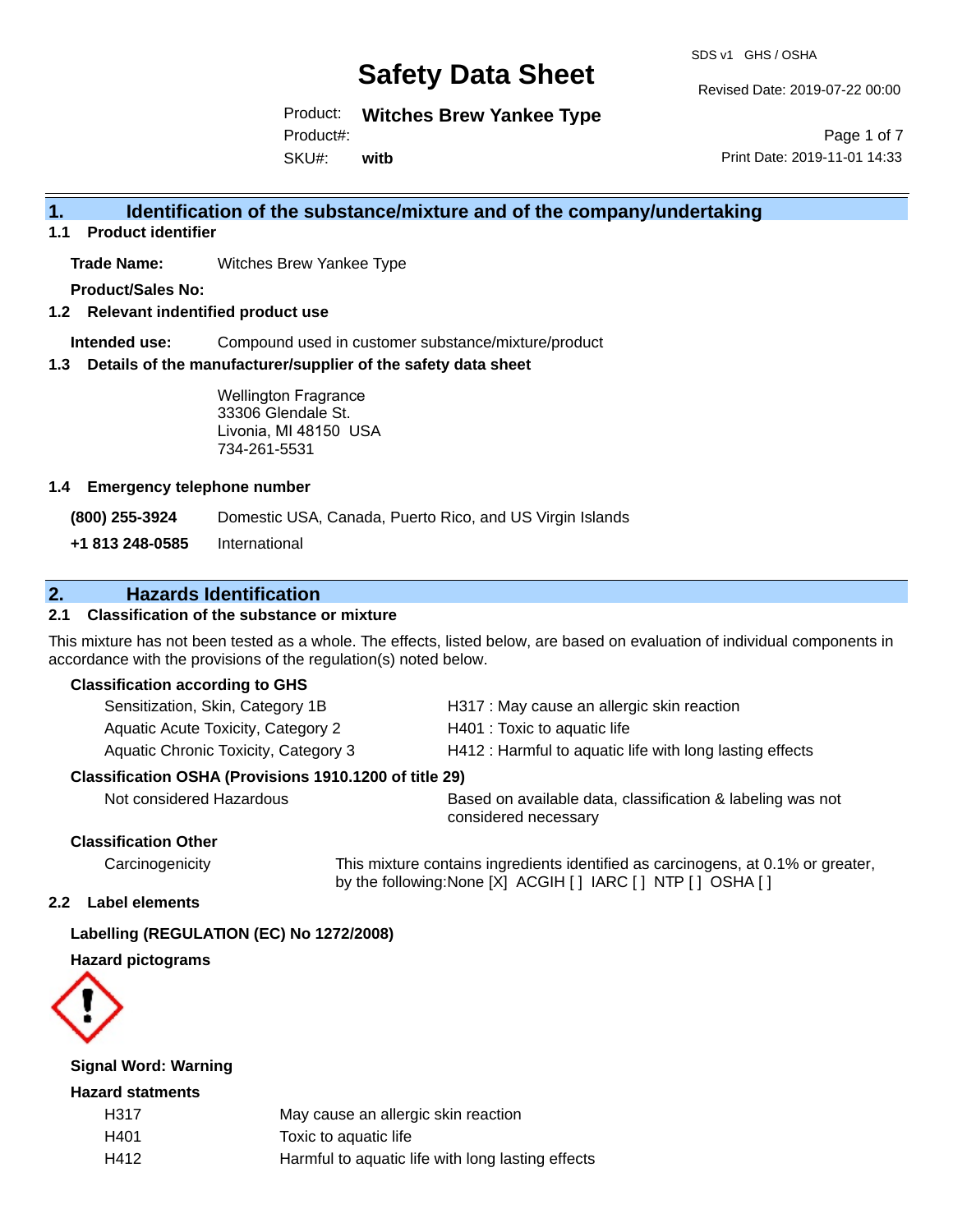# Safety Data Sheet

SDS v1 GHS / OSHA

Revised Date: 2019-07-22 00:00

Product: **Witches Brew Yankee Type**

Product#:

SKU#: **witb**

Print Date: 2019-11-01 14:33

## 1. Identification of the substance/mixture and of the company/undertaking

### 1.1 Product identifier

**Trade Name:** Witches Brew Yankee Type

**Product/Sales No:**

### 1.2 Relevant indentified product use

**Intended use:** Compound used in customer substance/mixture/product

### 1.3 Details of the manufacturer/supplier of the safety data sheet

Wellington Fragrance
33306 Glendale St.
Livonia, MI 48150 USA
734-261-5531

### 1.4 Emergency telephone number

**(800) 255-3924** Domestic USA, Canada, Puerto Rico, and US Virgin Islands

**+1 813 248-0585** International

## 2. Hazards Identification

### 2.1 Classification of the substance or mixture

This mixture has not been tested as a whole. The effects, listed below, are based on evaluation of individual components in accordance with the provisions of the regulation(s) noted below.

**Classification according to GHS**

| | |
|---|---|
| Sensitization, Skin, Category 1B | H317 : May cause an allergic skin reaction |
| Aquatic Acute Toxicity, Category 2 | H401 : Toxic to aquatic life |
| Aquatic Chronic Toxicity, Category 3 | H412 : Harmful to aquatic life with long lasting effects |

**Classification OSHA (Provisions 1910.1200 of title 29)**

| | |
|---|---|
| Not considered Hazardous | Based on available data, classification & labeling was not considered necessary |

**Classification Other**

| | |
|---|---|
| Carcinogenicity | This mixture contains ingredients identified as carcinogens, at 0.1% or greater, by the following:None [X] ACGIH [ ] IARC [ ] NTP [ ] OSHA [ ] |

### 2.2 Label elements

**Labelling (REGULATION (EC) No 1272/2008)**

**Hazard pictograms**

**Signal Word: Warning**

**Hazard statments**

| | |
|---|---|
| H317 | May cause an allergic skin reaction |
| H401 | Toxic to aquatic life |
| H412 | Harmful to aquatic life with long lasting effects |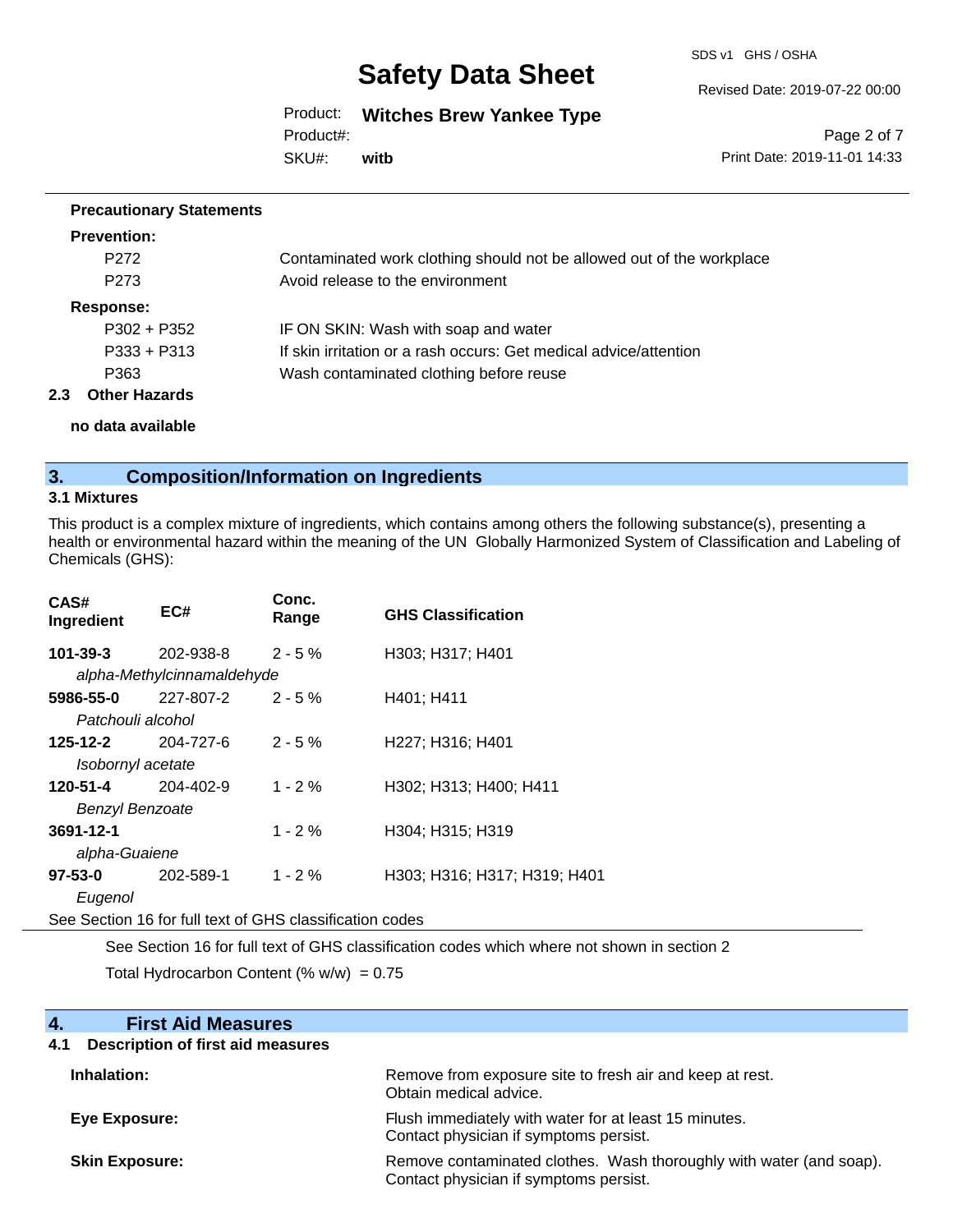**Precautionary Statements**

**Prevention:**

| | |
|---|---|
| P272 | Contaminated work clothing should not be allowed out of the workplace |
| P273 | Avoid release to the environment |

**Response:**

| | |
|---|---|
| P302 + P352 | IF ON SKIN: Wash with soap and water |
| P333 + P313 | If skin irritation or a rash occurs: Get medical advice/attention |
| P363 | Wash contaminated clothing before reuse |

**2.3 Other Hazards**

**no data available**

## 3. Composition/Information on Ingredients

### 3.1 Mixtures

This product is a complex mixture of ingredients, which contains among others the following substance(s), presenting a health or environmental hazard within the meaning of the UN Globally Harmonized System of Classification and Labeling of Chemicals (GHS):

| CAS# Ingredient | EC# | Conc. Range | GHS Classification |
|---|---|---|---|
| **101-39-3** *alpha-Methylcinnamaldehyde* | 202-938-8 | 2 - 5 % | H303; H317; H401 |
| **5986-55-0** *Patchouli alcohol* | 227-807-2 | 2 - 5 % | H401; H411 |
| **125-12-2** *Isobornyl acetate* | 204-727-6 | 2 - 5 % | H227; H316; H401 |
| **120-51-4** *Benzyl Benzoate* | 204-402-9 | 1 - 2 % | H302; H313; H400; H411 |
| **3691-12-1** *alpha-Guaiene* | | 1 - 2 % | H304; H315; H319 |
| **97-53-0** *Eugenol* | 202-589-1 | 1 - 2 % | H303; H316; H317; H319; H401 |

See Section 16 for full text of GHS classification codes

See Section 16 for full text of GHS classification codes which where not shown in section 2

Total Hydrocarbon Content (% w/w) = 0.75

## 4. First Aid Measures

**4.1 Description of first aid measures**

| | |
|---|---|
| **Inhalation:** | Remove from exposure site to fresh air and keep at rest. Obtain medical advice. |
| **Eye Exposure:** | Flush immediately with water for at least 15 minutes. Contact physician if symptoms persist. |
| **Skin Exposure:** | Remove contaminated clothes. Wash thoroughly with water (and soap). Contact physician if symptoms persist. |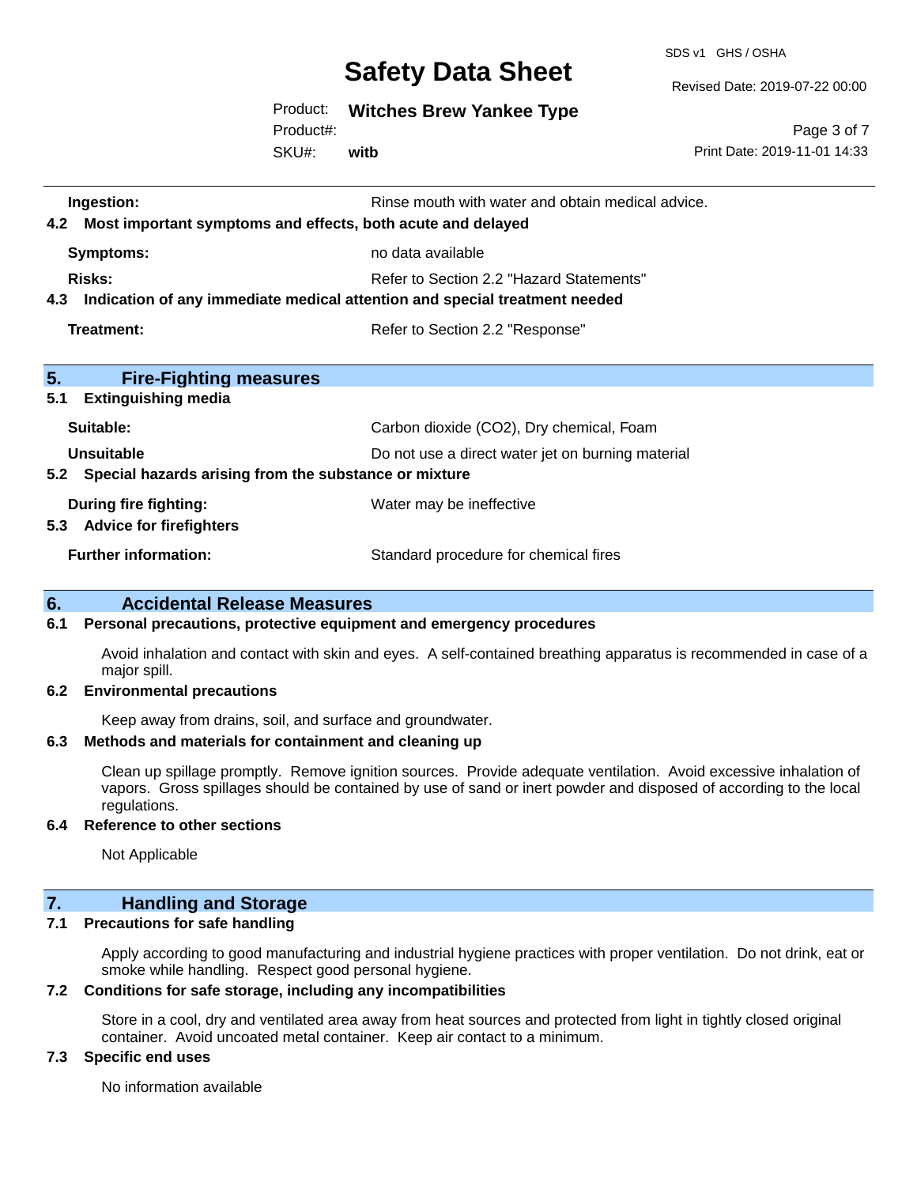**Ingestion:** Rinse mouth with water and obtain medical advice.

### 4.2 Most important symptoms and effects, both acute and delayed

| | |
|---|---|
| **Symptoms:** | no data available |
| **Risks:** | Refer to Section 2.2 "Hazard Statements" |

### 4.3 Indication of any immediate medical attention and special treatment needed

| | |
|---|---|
| **Treatment:** | Refer to Section 2.2 "Response" |

## 5. Fire-Fighting measures

### 5.1 Extinguishing media

| | |
|---|---|
| **Suitable:** | Carbon dioxide ($CO_2$), Dry chemical, Foam |
| **Unsuitable** | Do not use a direct water jet on burning material |

### 5.2 Special hazards arising from the substance or mixture

| | |
|---|---|
| **During fire fighting:** | Water may be ineffective |

### 5.3 Advice for firefighters

| | |
|---|---|
| **Further information:** | Standard procedure for chemical fires |

## 6. Accidental Release Measures

### 6.1 Personal precautions, protective equipment and emergency procedures

Avoid inhalation and contact with skin and eyes. A self-contained breathing apparatus is recommended in case of a major spill.

### 6.2 Environmental precautions

Keep away from drains, soil, and surface and groundwater.

### 6.3 Methods and materials for containment and cleaning up

Clean up spillage promptly. Remove ignition sources. Provide adequate ventilation. Avoid excessive inhalation of vapors. Gross spillages should be contained by use of sand or inert powder and disposed of according to the local regulations.

### 6.4 Reference to other sections

Not Applicable

## 7. Handling and Storage

### 7.1 Precautions for safe handling

Apply according to good manufacturing and industrial hygiene practices with proper ventilation. Do not drink, eat or smoke while handling. Respect good personal hygiene.

### 7.2 Conditions for safe storage, including any incompatibilities

Store in a cool, dry and ventilated area away from heat sources and protected from light in tightly closed original container. Avoid uncoated metal container. Keep air contact to a minimum.

### 7.3 Specific end uses

No information available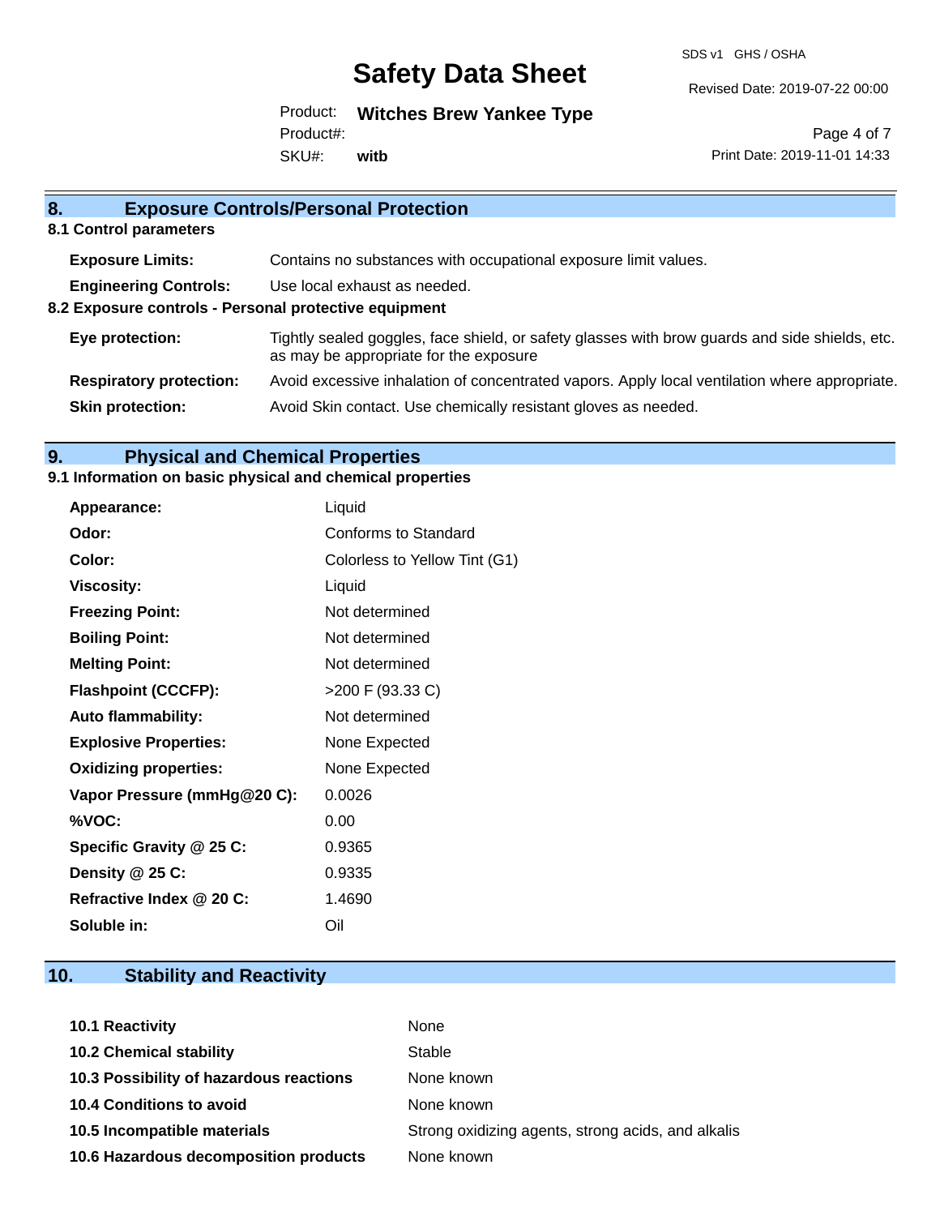## 8. Exposure Controls/Personal Protection

### 8.1 Control parameters

| | |
|---|---|
| **Exposure Limits:** | Contains no substances with occupational exposure limit values. |
| **Engineering Controls:** | Use local exhaust as needed. |

### 8.2 Exposure controls - Personal protective equipment

| | |
|---|---|
| **Eye protection:** | Tightly sealed goggles, face shield, or safety glasses with brow guards and side shields, etc. as may be appropriate for the exposure |
| **Respiratory protection:** | Avoid excessive inhalation of concentrated vapors. Apply local ventilation where appropriate. |
| **Skin protection:** | Avoid Skin contact. Use chemically resistant gloves as needed. |

## 9. Physical and Chemical Properties

### 9.1 Information on basic physical and chemical properties

| | |
|---|---|
| **Appearance:** | Liquid |
| **Odor:** | Conforms to Standard |
| **Color:** | Colorless to Yellow Tint (G1) |
| **Viscosity:** | Liquid |
| **Freezing Point:** | Not determined |
| **Boiling Point:** | Not determined |
| **Melting Point:** | Not determined |
| **Flashpoint (CCCFP):** | >200 F (93.33 C) |
| **Auto flammability:** | Not determined |
| **Explosive Properties:** | None Expected |
| **Oxidizing properties:** | None Expected |
| **Vapor Pressure (mmHg@20 C):** | 0.0026 |
| **%VOC:** | 0.00 |
| **Specific Gravity @ 25 C:** | 0.9365 |
| **Density @ 25 C:** | 0.9335 |
| **Refractive Index @ 20 C:** | 1.4690 |
| **Soluble in:** | Oil |

## 10. Stability and Reactivity

| | |
|---|---|
| **10.1 Reactivity** | None |
| **10.2 Chemical stability** | Stable |
| **10.3 Possibility of hazardous reactions** | None known |
| **10.4 Conditions to avoid** | None known |
| **10.5 Incompatible materials** | Strong oxidizing agents, strong acids, and alkalis |
| **10.6 Hazardous decomposition products** | None known |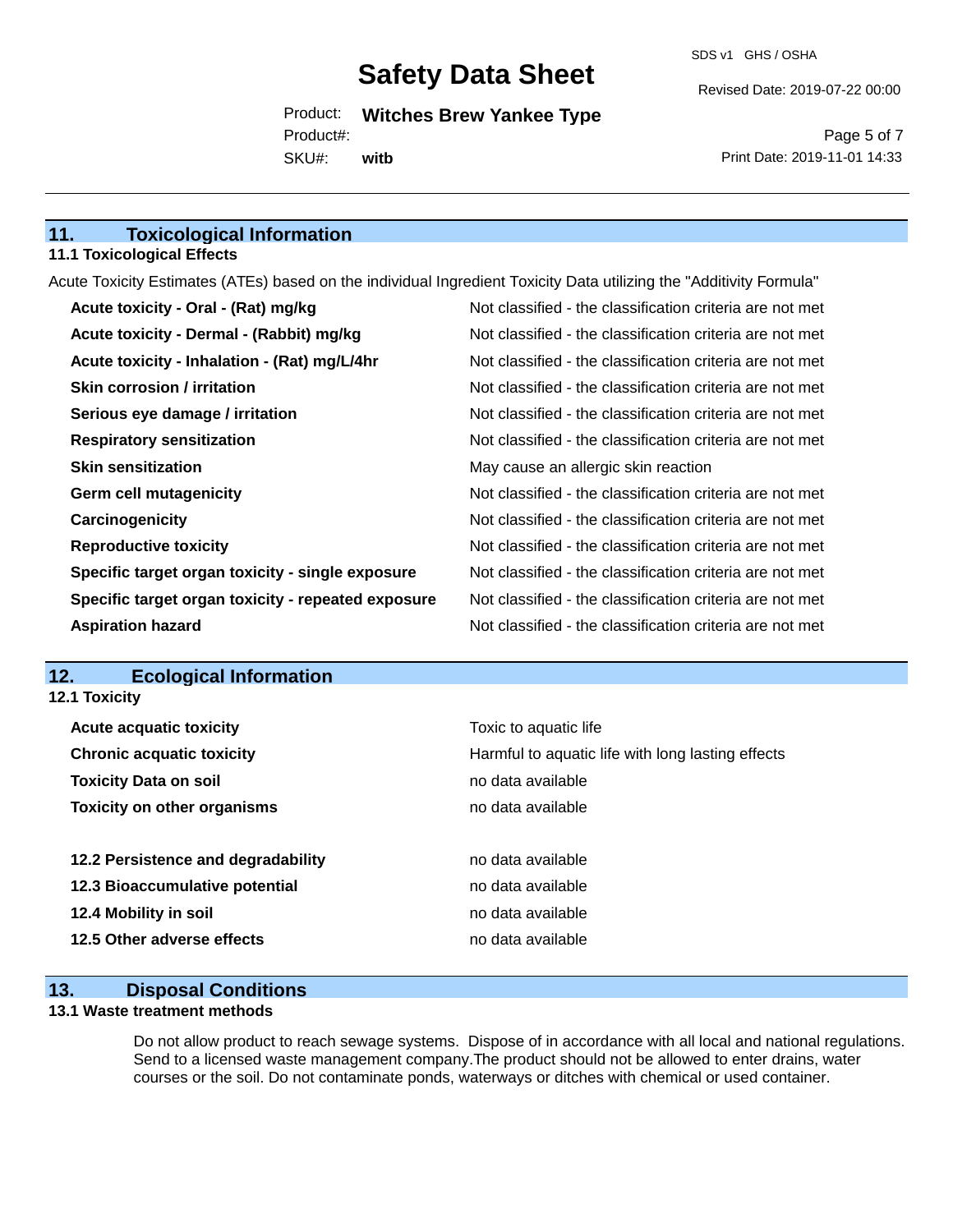## 11. Toxicological Information

### 11.1 Toxicological Effects

Acute Toxicity Estimates (ATEs) based on the individual Ingredient Toxicity Data utilizing the "Additivity Formula"

| | |
|---|---|
| **Acute toxicity - Oral - (Rat) mg/kg** | Not classified - the classification criteria are not met |
| **Acute toxicity - Dermal - (Rabbit) mg/kg** | Not classified - the classification criteria are not met |
| **Acute toxicity - Inhalation - (Rat) mg/L/4hr** | Not classified - the classification criteria are not met |
| **Skin corrosion / irritation** | Not classified - the classification criteria are not met |
| **Serious eye damage / irritation** | Not classified - the classification criteria are not met |
| **Respiratory sensitization** | Not classified - the classification criteria are not met |
| **Skin sensitization** | May cause an allergic skin reaction |
| **Germ cell mutagenicity** | Not classified - the classification criteria are not met |
| **Carcinogenicity** | Not classified - the classification criteria are not met |
| **Reproductive toxicity** | Not classified - the classification criteria are not met |
| **Specific target organ toxicity - single exposure** | Not classified - the classification criteria are not met |
| **Specific target organ toxicity - repeated exposure** | Not classified - the classification criteria are not met |
| **Aspiration hazard** | Not classified - the classification criteria are not met |

## 12. Ecological Information

### 12.1 Toxicity

| | |
|---|---|
| **Acute acquatic toxicity** | Toxic to aquatic life |
| **Chronic acquatic toxicity** | Harmful to aquatic life with long lasting effects |
| **Toxicity Data on soil** | no data available |
| **Toxicity on other organisms** | no data available |
| | |
| **12.2 Persistence and degradability** | no data available |
| **12.3 Bioaccumulative potential** | no data available |
| **12.4 Mobility in soil** | no data available |
| **12.5 Other adverse effects** | no data available |

## 13. Disposal Conditions

### 13.1 Waste treatment methods

Do not allow product to reach sewage systems. Dispose of in accordance with all local and national regulations. Send to a licensed waste management company.The product should not be allowed to enter drains, water courses or the soil. Do not contaminate ponds, waterways or ditches with chemical or used container.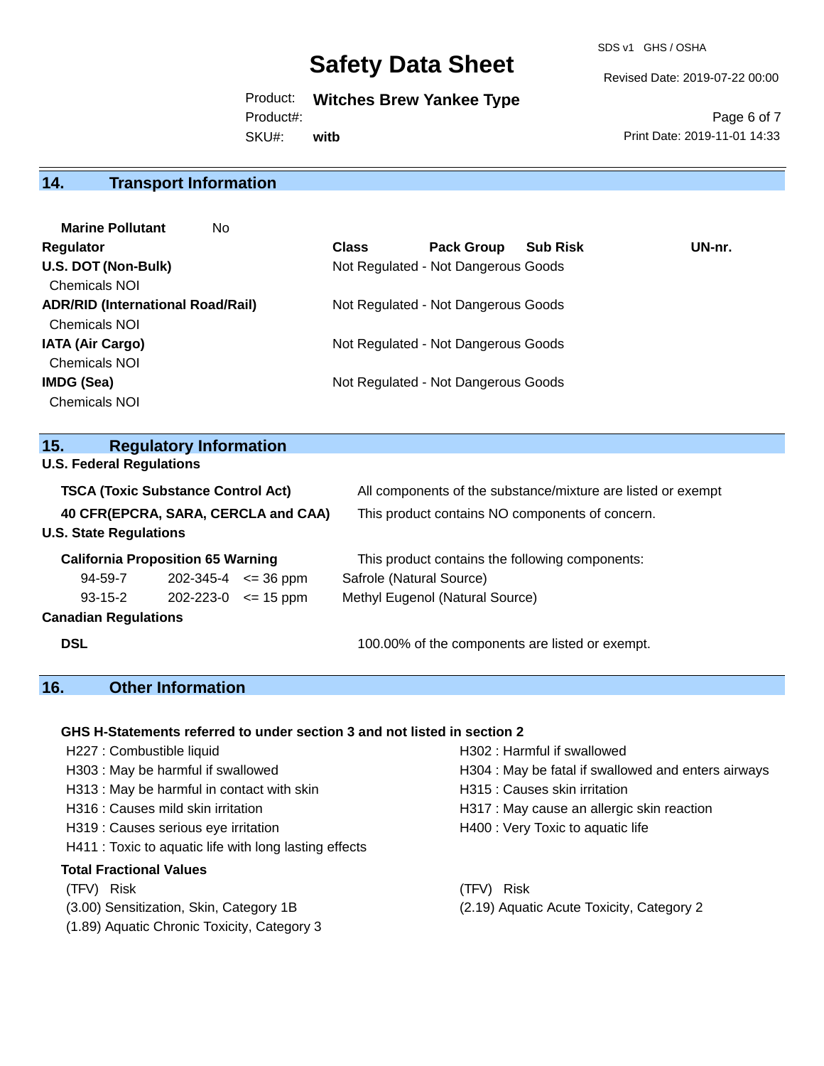## 14. Transport Information

**Marine Pollutant** No

| Regulator | Class | Pack Group | Sub Risk | UN-nr. |
|---|---|---|---|---|
| **U.S. DOT (Non-Bulk)** | Not Regulated - Not Dangerous Goods | | | |
| Chemicals NOI | | | | |
| **ADR/RID (International Road/Rail)** | Not Regulated - Not Dangerous Goods | | | |
| Chemicals NOI | | | | |
| **IATA (Air Cargo)** | Not Regulated - Not Dangerous Goods | | | |
| Chemicals NOI | | | | |
| **IMDG (Sea)** | Not Regulated - Not Dangerous Goods | | | |
| Chemicals NOI | | | | |

## 15. Regulatory Information

**U.S. Federal Regulations**

**TSCA (Toxic Substance Control Act)** All components of the substance/mixture are listed or exempt

**40 CFR(EPCRA, SARA, CERCLA and CAA)** This product contains NO components of concern.

**U.S. State Regulations**

**California Proposition 65 Warning** This product contains the following components:

| | | | |
|---|---|---|---|
| 94-59-7 | 202-345-4 | <= 36 ppm | Safrole (Natural Source) |
| 93-15-2 | 202-223-0 | <= 15 ppm | Methyl Eugenol (Natural Source) |

**Canadian Regulations**

**DSL** 100.00% of the components are listed or exempt.

## 16. Other Information

**GHS H-Statements referred to under section 3 and not listed in section 2**

- H227 : Combustible liquid
- H302 : Harmful if swallowed
- H303 : May be harmful if swallowed
- H304 : May be fatal if swallowed and enters airways
- H313 : May be harmful in contact with skin
- H315 : Causes skin irritation
- H316 : Causes mild skin irritation
- H317 : May cause an allergic skin reaction
- H319 : Causes serious eye irritation
- H400 : Very Toxic to aquatic life
- H411 : Toxic to aquatic life with long lasting effects

**Total Fractional Values**

(TFV) Risk

- (3.00) Sensitization, Skin, Category 1B
- (2.19) Aquatic Acute Toxicity, Category 2
- (1.89) Aquatic Chronic Toxicity, Category 3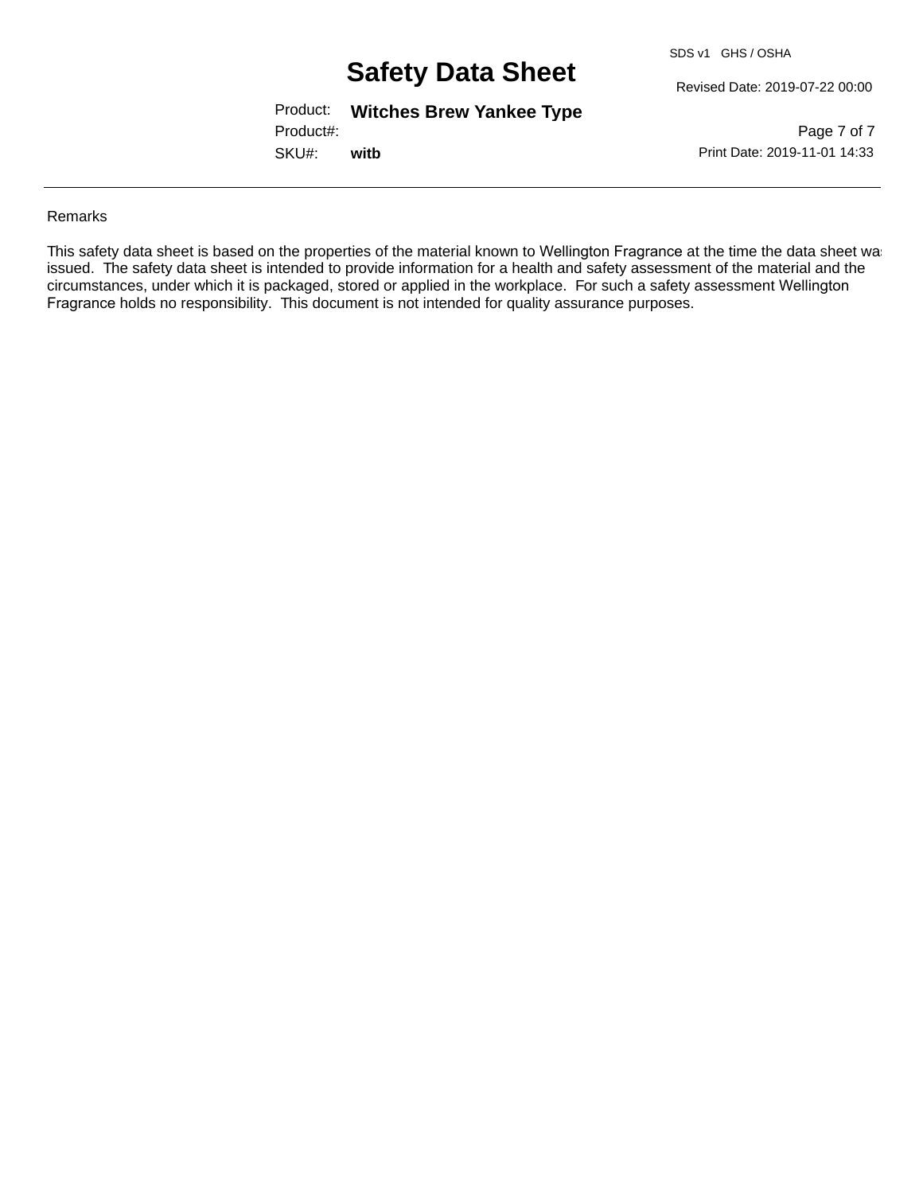## Remarks

This safety data sheet is based on the properties of the material known to Wellington Fragrance at the time the data sheet was issued. The safety data sheet is intended to provide information for a health and safety assessment of the material and the circumstances, under which it is packaged, stored or applied in the workplace. For such a safety assessment Wellington Fragrance holds no responsibility. This document is not intended for quality assurance purposes.